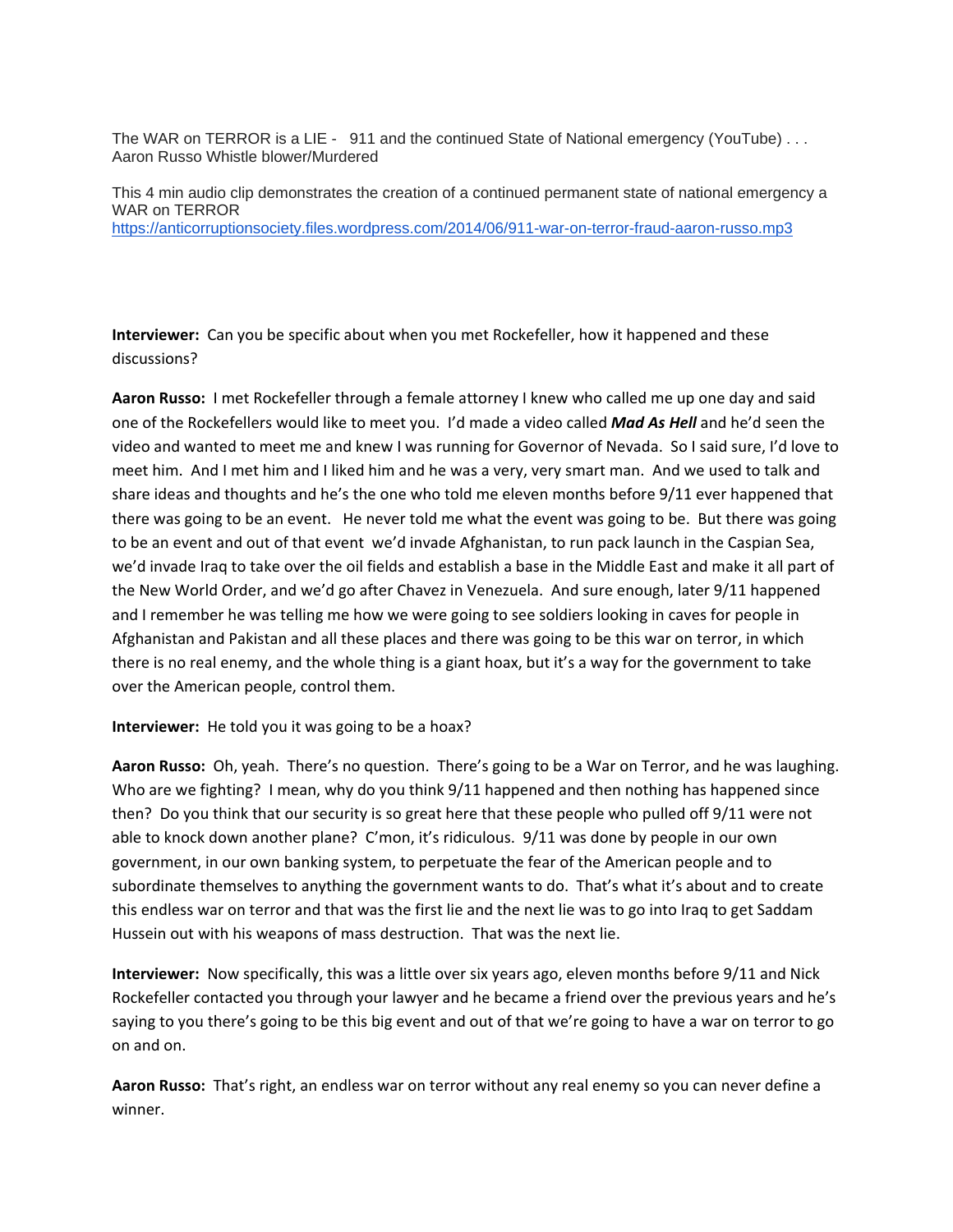The WAR on TERROR is a LIE - 911 and the continued State of National emergency (YouTube) . . . Aaron Russo Whistle blower/Murdered

This 4 min audio clip demonstrates the creation of a continued permanent state of national emergency a WAR on TERROR
https://anticorruptionsociety.files.wordpress.com/2014/06/911-war-on-terror-fraud-aaron-russo.mp3

**Interviewer:** Can you be specific about when you met Rockefeller, how it happened and these discussions?

**Aaron Russo:** I met Rockefeller through a female attorney I knew who called me up one day and said one of the Rockefellers would like to meet you. I'd made a video called ***Mad As Hell*** and he'd seen the video and wanted to meet me and knew I was running for Governor of Nevada. So I said sure, I'd love to meet him. And I met him and I liked him and he was a very, very smart man. And we used to talk and share ideas and thoughts and he's the one who told me eleven months before 9/11 ever happened that there was going to be an event. He never told me what the event was going to be. But there was going to be an event and out of that event we'd invade Afghanistan, to run pack launch in the Caspian Sea, we'd invade Iraq to take over the oil fields and establish a base in the Middle East and make it all part of the New World Order, and we'd go after Chavez in Venezuela. And sure enough, later 9/11 happened and I remember he was telling me how we were going to see soldiers looking in caves for people in Afghanistan and Pakistan and all these places and there was going to be this war on terror, in which there is no real enemy, and the whole thing is a giant hoax, but it's a way for the government to take over the American people, control them.

**Interviewer:** He told you it was going to be a hoax?

**Aaron Russo:** Oh, yeah. There's no question. There's going to be a War on Terror, and he was laughing. Who are we fighting? I mean, why do you think 9/11 happened and then nothing has happened since then? Do you think that our security is so great here that these people who pulled off 9/11 were not able to knock down another plane? C'mon, it's ridiculous. 9/11 was done by people in our own government, in our own banking system, to perpetuate the fear of the American people and to subordinate themselves to anything the government wants to do. That's what it's about and to create this endless war on terror and that was the first lie and the next lie was to go into Iraq to get Saddam Hussein out with his weapons of mass destruction. That was the next lie.

**Interviewer:** Now specifically, this was a little over six years ago, eleven months before 9/11 and Nick Rockefeller contacted you through your lawyer and he became a friend over the previous years and he's saying to you there's going to be this big event and out of that we're going to have a war on terror to go on and on.

**Aaron Russo:** That's right, an endless war on terror without any real enemy so you can never define a winner.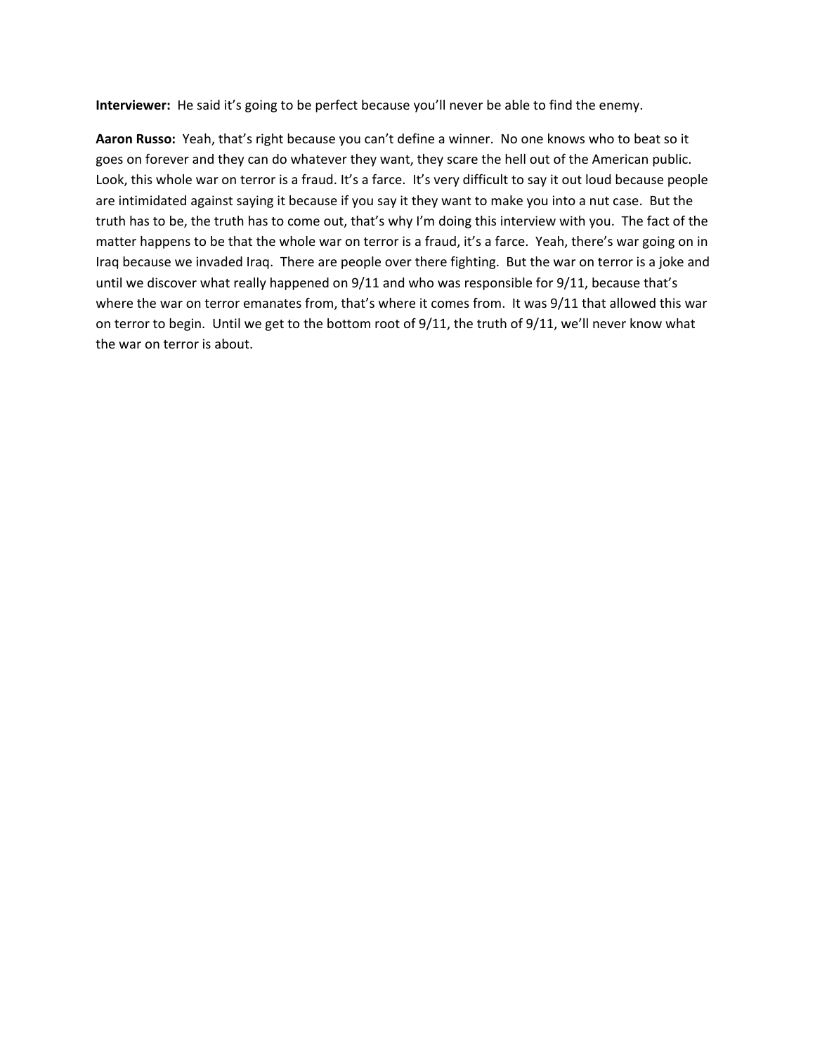**Interviewer:** He said it's going to be perfect because you'll never be able to find the enemy.

**Aaron Russo:** Yeah, that's right because you can't define a winner. No one knows who to beat so it goes on forever and they can do whatever they want, they scare the hell out of the American public. Look, this whole war on terror is a fraud. It's a farce. It's very difficult to say it out loud because people are intimidated against saying it because if you say it they want to make you into a nut case. But the truth has to be, the truth has to come out, that's why I'm doing this interview with you. The fact of the matter happens to be that the whole war on terror is a fraud, it's a farce. Yeah, there's war going on in Iraq because we invaded Iraq. There are people over there fighting. But the war on terror is a joke and until we discover what really happened on 9/11 and who was responsible for 9/11, because that's where the war on terror emanates from, that's where it comes from. It was 9/11 that allowed this war on terror to begin. Until we get to the bottom root of 9/11, the truth of 9/11, we'll never know what the war on terror is about.